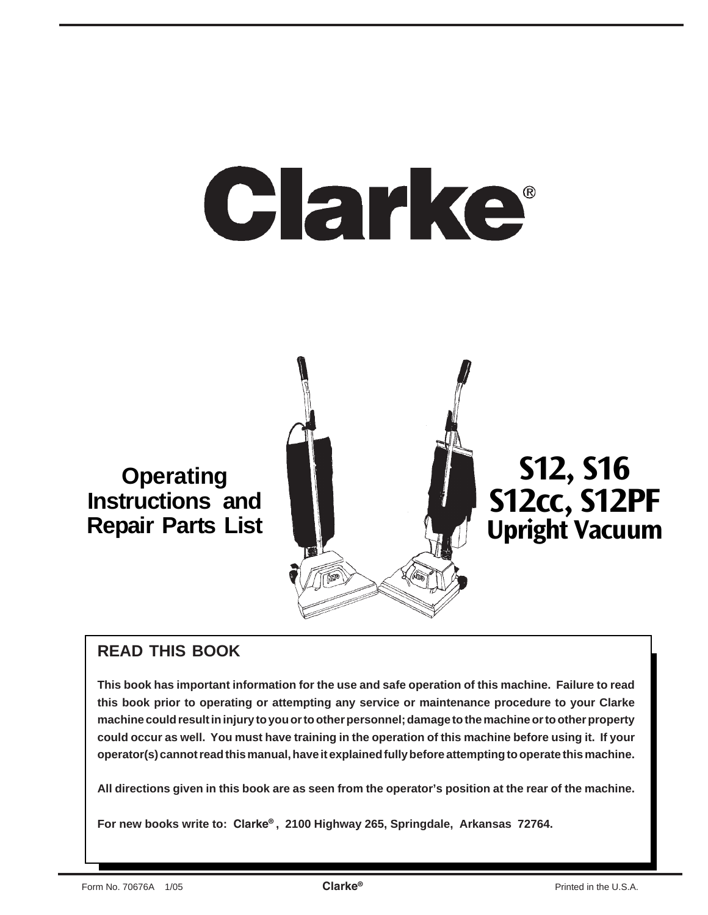# Clarke®

**Operating Instructions and Repair Parts List**

# S12, S16
# S12cc, S12PF
## Upright Vacuum

## READ THIS BOOK

**This book has important information for the use and safe operation of this machine. Failure to read this book prior to operating or attempting any service or maintenance procedure to your Clarke machine could result in injury to you or to other personnel; damage to the machine or to other property could occur as well. You must have training in the operation of this machine before using it. If your operator(s) cannot read this manual, have it explained fully before attempting to operate this machine.**

**All directions given in this book are as seen from the operator's position at the rear of the machine.**

**For new books write to: Clarke®, 2100 Highway 265, Springdale, Arkansas 72764.**

Form No. 70676A 1/05 Clarke® Printed in the U.S.A.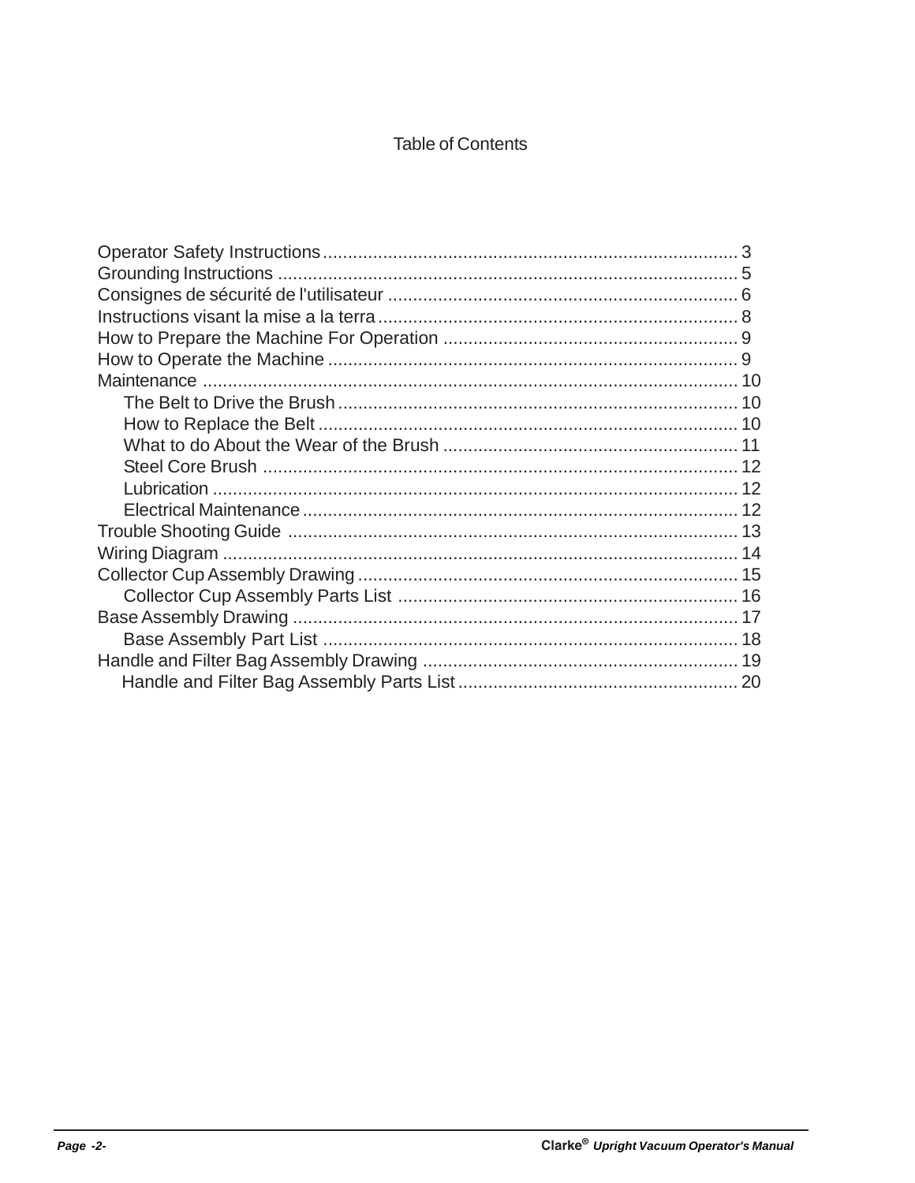# Table of Contents

Operator Safety Instructions .......... 3
Grounding Instructions .......... 5
Consignes de sécurité de l'utilisateur .......... 6
Instructions visant la mise a la terra .......... 8
How to Prepare the Machine For Operation .......... 9
How to Operate the Machine .......... 9
Maintenance .......... 10
- The Belt to Drive the Brush .......... 10
- How to Replace the Belt .......... 10
- What to do About the Wear of the Brush .......... 11
- Steel Core Brush .......... 12
- Lubrication .......... 12
- Electrical Maintenance .......... 12

Trouble Shooting Guide .......... 13
Wiring Diagram .......... 14
Collector Cup Assembly Drawing .......... 15
- Collector Cup Assembly Parts List .......... 16

Base Assembly Drawing .......... 17
- Base Assembly Part List .......... 18

Handle and Filter Bag Assembly Drawing .......... 19
- Handle and Filter Bag Assembly Parts List .......... 20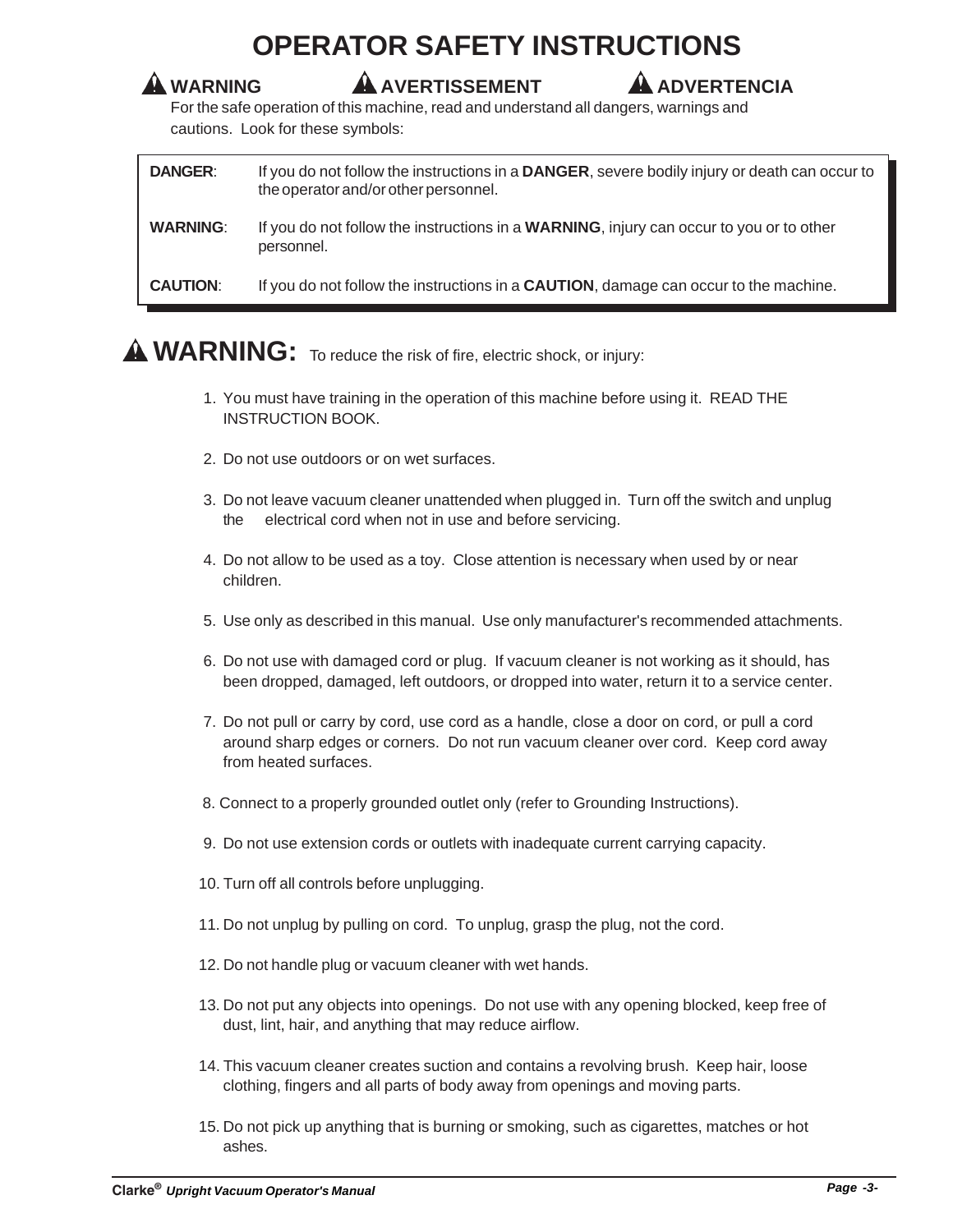# OPERATOR SAFETY INSTRUCTIONS

**⚠ WARNING** **⚠ AVERTISSEMENT** **⚠ ADVERTENCIA**

For the safe operation of this machine, read and understand all dangers, warnings and cautions. Look for these symbols:

| | |
|---|---|
| **DANGER**: | If you do not follow the instructions in a **DANGER**, severe bodily injury or death can occur to the operator and/or other personnel. |
| **WARNING**: | If you do not follow the instructions in a **WARNING**, injury can occur to you or to other personnel. |
| **CAUTION**: | If you do not follow the instructions in a **CAUTION**, damage can occur to the machine. |

## ⚠ WARNING: To reduce the risk of fire, electric shock, or injury:

1. You must have training in the operation of this machine before using it. READ THE INSTRUCTION BOOK.
2. Do not use outdoors or on wet surfaces.
3. Do not leave vacuum cleaner unattended when plugged in. Turn off the switch and unplug the electrical cord when not in use and before servicing.
4. Do not allow to be used as a toy. Close attention is necessary when used by or near children.
5. Use only as described in this manual. Use only manufacturer's recommended attachments.
6. Do not use with damaged cord or plug. If vacuum cleaner is not working as it should, has been dropped, damaged, left outdoors, or dropped into water, return it to a service center.
7. Do not pull or carry by cord, use cord as a handle, close a door on cord, or pull a cord around sharp edges or corners. Do not run vacuum cleaner over cord. Keep cord away from heated surfaces.
8. Connect to a properly grounded outlet only (refer to Grounding Instructions).
9. Do not use extension cords or outlets with inadequate current carrying capacity.
10. Turn off all controls before unplugging.
11. Do not unplug by pulling on cord. To unplug, grasp the plug, not the cord.
12. Do not handle plug or vacuum cleaner with wet hands.
13. Do not put any objects into openings. Do not use with any opening blocked, keep free of dust, lint, hair, and anything that may reduce airflow.
14. This vacuum cleaner creates suction and contains a revolving brush. Keep hair, loose clothing, fingers and all parts of body away from openings and moving parts.
15. Do not pick up anything that is burning or smoking, such as cigarettes, matches or hot ashes.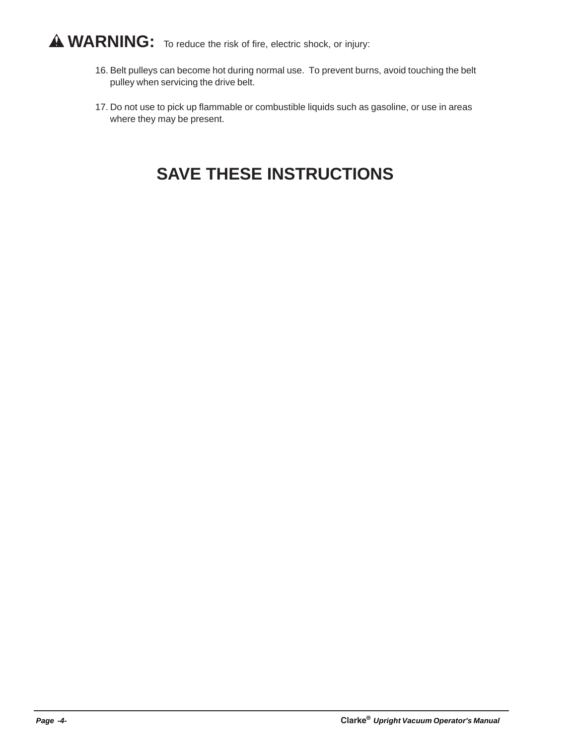**⚠ WARNING:** To reduce the risk of fire, electric shock, or injury:

16. Belt pulleys can become hot during normal use. To prevent burns, avoid touching the belt pulley when servicing the drive belt.

17. Do not use to pick up flammable or combustible liquids such as gasoline, or use in areas where they may be present.

# SAVE THESE INSTRUCTIONS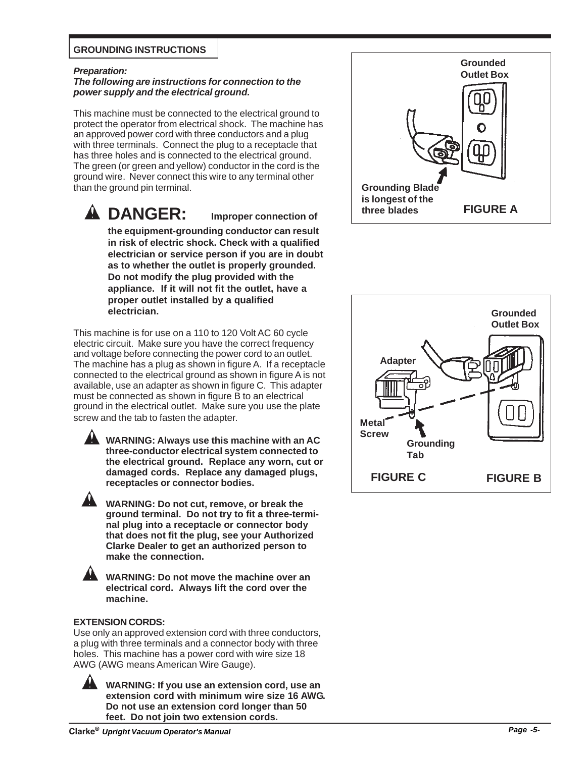## GROUNDING INSTRUCTIONS

***Preparation:***
***The following are instructions for connection to the power supply and the electrical ground.***

This machine must be connected to the electrical ground to protect the operator from electrical shock. The machine has an approved power cord with three conductors and a plug with three terminals. Connect the plug to a receptacle that has three holes and is connected to the electrical ground. The green (or green and yellow) conductor in the cord is the ground wire. Never connect this wire to any terminal other than the ground pin terminal.

**DANGER: Improper connection of the equipment-grounding conductor can result in risk of electric shock. Check with a qualified electrician or service person if you are in doubt as to whether the outlet is properly grounded. Do not modify the plug provided with the appliance. If it will not fit the outlet, have a proper outlet installed by a qualified electrician.**

This machine is for use on a 110 to 120 Volt AC 60 cycle electric circuit. Make sure you have the correct frequency and voltage before connecting the power cord to an outlet. The machine has a plug as shown in figure A. If a receptacle connected to the electrical ground as shown in figure A is not available, use an adapter as shown in figure C. This adapter must be connected as shown in figure B to an electrical ground in the electrical outlet. Make sure you use the plate screw and the tab to fasten the adapter.

**WARNING: Always use this machine with an AC three-conductor electrical system connected to the electrical ground. Replace any worn, cut or damaged cords. Replace any damaged plugs, receptacles or connector bodies.**

**WARNING: Do not cut, remove, or break the ground terminal. Do not try to fit a three-terminal plug into a receptacle or connector body that does not fit the plug, see your Authorized Clarke Dealer to get an authorized person to make the connection.**

**WARNING: Do not move the machine over an electrical cord. Always lift the cord over the machine.**

**EXTENSION CORDS:**
Use only an approved extension cord with three conductors, a plug with three terminals and a connector body with three holes. This machine has a power cord with wire size 18 AWG (AWG means American Wire Gauge).

**WARNING: If you use an extension cord, use an extension cord with minimum wire size 16 AWG. Do not use an extension cord longer than 50 feet. Do not join two extension cords.**

Grounded Outlet Box

Grounding Blade is longest of the three blades

**FIGURE A**

Grounded Outlet Box

Adapter

Metal Screw

Grounding Tab

**FIGURE C** **FIGURE B**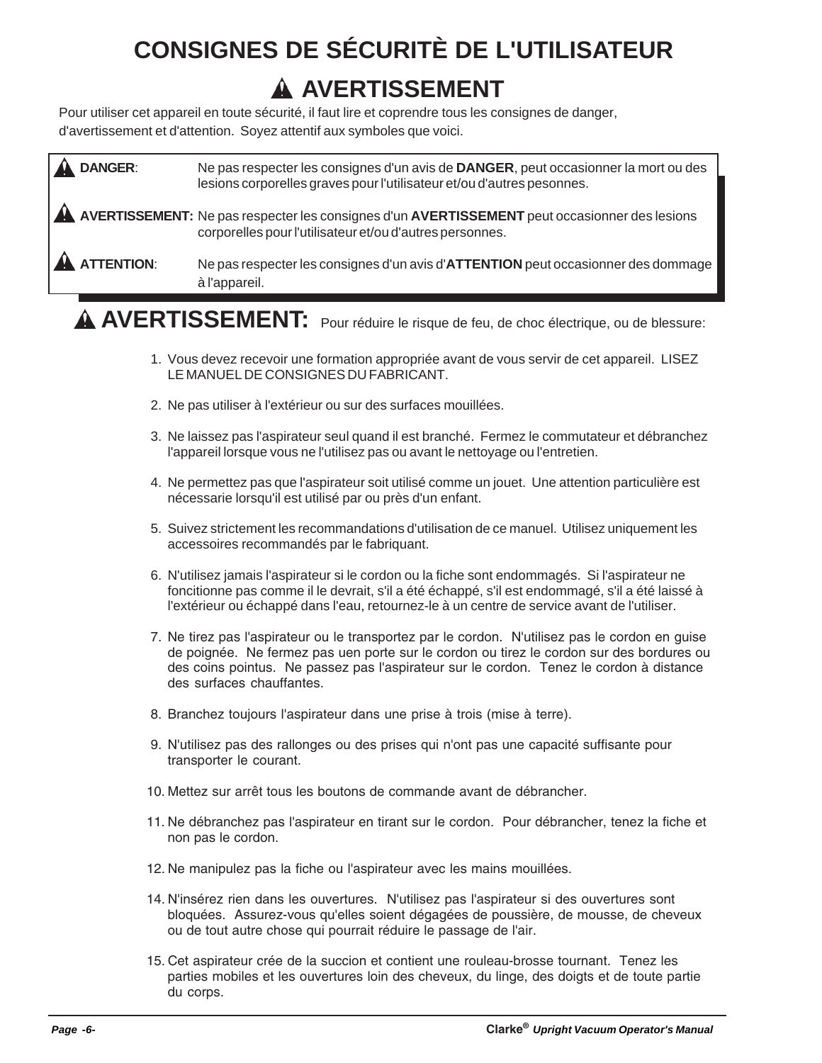# CONSIGNES DE SÉCURITÈ DE L'UTILISATEUR

## ⚠ AVERTISSEMENT

Pour utiliser cet appareil en toute sécurité, il faut lire et coprendre tous les consignes de danger, d'avertissement et d'attention. Soyez attentif aux symboles que voici.

| | |
|---|---|
| ⚠ **DANGER**: | Ne pas respecter les consignes d'un avis de **DANGER**, peut occasionner la mort ou des lesions corporelles graves pour l'utilisateur et/ou d'autres pesonnes. |
| ⚠ **AVERTISSEMENT:** | Ne pas respecter les consignes d'un **AVERTISSEMENT** peut occasionner des lesions corporelles pour l'utilisateur et/ou d'autres personnes. |
| ⚠ **ATTENTION**: | Ne pas respecter les consignes d'un avis d'**ATTENTION** peut occasionner des dommage à l'appareil. |

## ⚠ AVERTISSEMENT: Pour réduire le risque de feu, de choc électrique, ou de blessure:

1. Vous devez recevoir une formation appropriée avant de vous servir de cet appareil. LISEZ LE MANUEL DE CONSIGNES DU FABRICANT.
2. Ne pas utiliser à l'extérieur ou sur des surfaces mouillées.
3. Ne laissez pas l'aspirateur seul quand il est branché. Fermez le commutateur et débranchez l'appareil lorsque vous ne l'utilisez pas ou avant le nettoyage ou l'entretien.
4. Ne permettez pas que l'aspirateur soit utilisé comme un jouet. Une attention particulière est nécessarie lorsqu'il est utilisé par ou près d'un enfant.
5. Suivez strictement les recommandations d'utilisation de ce manuel. Utilisez uniquement les accessoires recommandés par le fabriquant.
6. N'utilisez jamais l'aspirateur si le cordon ou la fiche sont endommagés. Si l'aspirateur ne foncitionne pas comme il le devrait, s'il a été échappé, s'il est endommagé, s'il a été laissé à l'extérieur ou échappé dans l'eau, retournez-le à un centre de service avant de l'utiliser.
7. Ne tirez pas l'aspirateur ou le transportez par le cordon. N'utilisez pas le cordon en guise de poignée. Ne fermez pas uen porte sur le cordon ou tirez le cordon sur des bordures ou des coins pointus. Ne passez pas l'aspirateur sur le cordon. Tenez le cordon à distance des surfaces chauffantes.
8. Branchez toujours l'aspirateur dans une prise à trois (mise à terre).
9. N'utilisez pas des rallonges ou des prises qui n'ont pas une capacité suffisante pour transporter le courant.
10. Mettez sur arrêt tous les boutons de commande avant de débrancher.
11. Ne débranchez pas l'aspirateur en tirant sur le cordon. Pour débrancher, tenez la fiche et non pas le cordon.
12. Ne manipulez pas la fiche ou l'aspirateur avec les mains mouillées.

14. N'insérez rien dans les ouvertures. N'utilisez pas l'aspirateur si des ouvertures sont bloquées. Assurez-vous qu'elles soient dégagées de poussière, de mousse, de cheveux ou de tout autre chose qui pourrait réduire le passage de l'air.
15. Cet aspirateur crée de la succion et contient une rouleau-brosse tournant. Tenez les parties mobiles et les ouvertures loin des cheveux, du linge, des doigts et de toute partie du corps.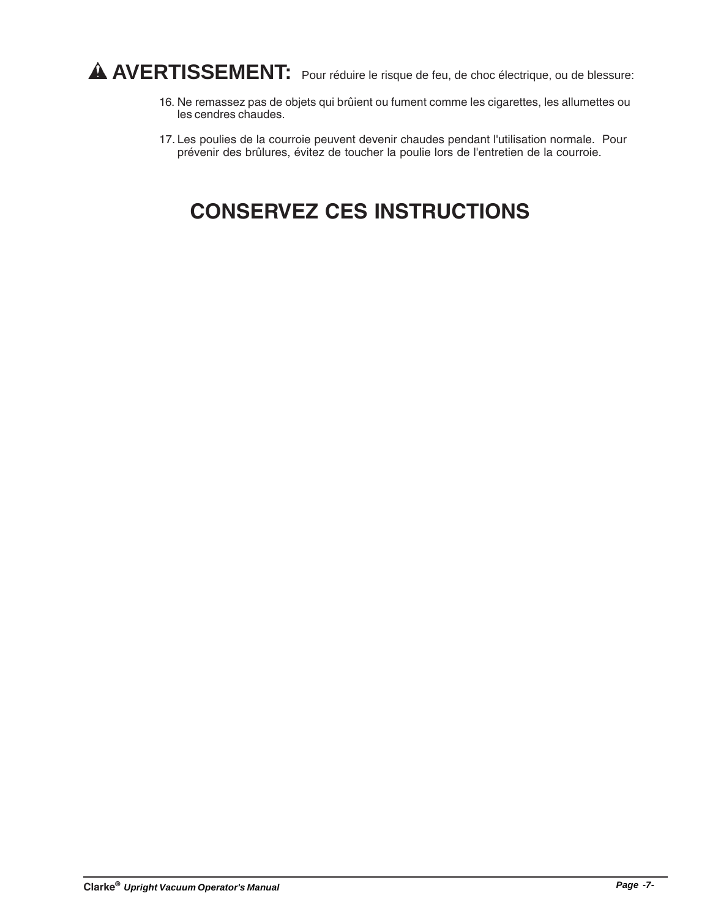**⚠ AVERTISSEMENT:** Pour réduire le risque de feu, de choc électrique, ou de blessure:

16. Ne remassez pas de objets qui brûient ou fument comme les cigarettes, les allumettes ou les cendres chaudes.

17. Les poulies de la courroie peuvent devenir chaudes pendant l'utilisation normale. Pour prévenir des brûlures, évitez de toucher la poulie lors de l'entretien de la courroie.

## CONSERVEZ CES INSTRUCTIONS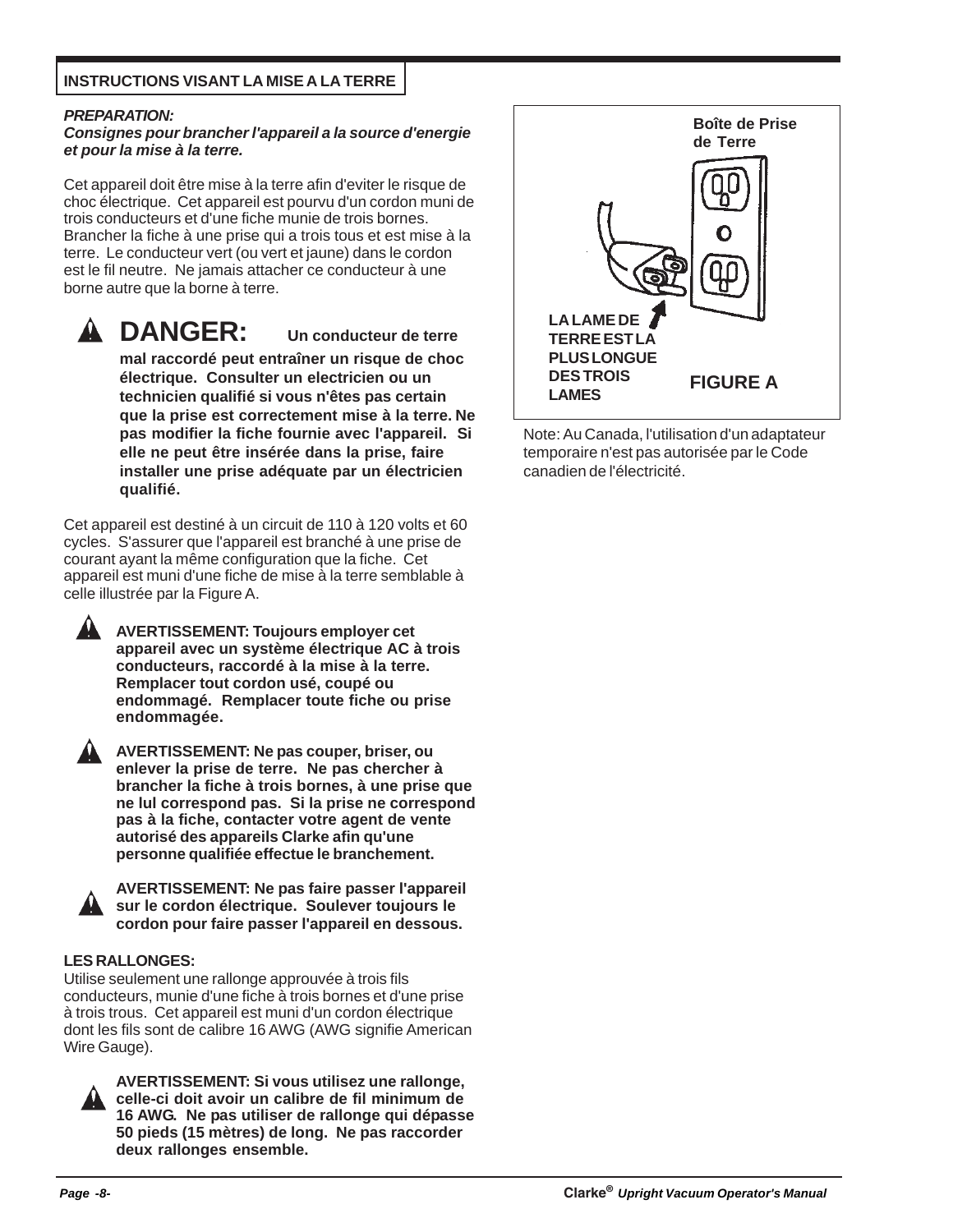## INSTRUCTIONS VISANT LA MISE A LA TERRE

***PREPARATION:***
***Consignes pour brancher l'appareil a la source d'energie et pour la mise à la terre.***

Cet appareil doit être mise à la terre afin d'eviter le risque de choc électrique. Cet appareil est pourvu d'un cordon muni de trois conducteurs et d'une fiche munie de trois bornes. Brancher la fiche à une prise qui a trois tous et est mise à la terre. Le conducteur vert (ou vert et jaune) dans le cordon est le fil neutre. Ne jamais attacher ce conducteur à une borne autre que la borne à terre.

**DANGER: Un conducteur de terre mal raccordé peut entraîner un risque de choc électrique. Consulter un electricien ou un technicien qualifié si vous n'êtes pas certain que la prise est correctement mise à la terre. Ne pas modifier la fiche fournie avec l'appareil. Si elle ne peut être insérée dans la prise, faire installer une prise adéquate par un électricien qualifié.**

Cet appareil est destiné à un circuit de 110 à 120 volts et 60 cycles. S'assurer que l'appareil est branché à une prise de courant ayant la même configuration que la fiche. Cet appareil est muni d'une fiche de mise à la terre semblable à celle illustrée par la Figure A.

**AVERTISSEMENT: Toujours employer cet appareil avec un système électrique AC à trois conducteurs, raccordé à la mise à la terre. Remplacer tout cordon usé, coupé ou endommagé. Remplacer toute fiche ou prise endommagée.**

**AVERTISSEMENT: Ne pas couper, briser, ou enlever la prise de terre. Ne pas chercher à brancher la fiche à trois bornes, à une prise que ne lul correspond pas. Si la prise ne correspond pas à la fiche, contacter votre agent de vente autorisé des appareils Clarke afin qu'une personne qualifiée effectue le branchement.**

**AVERTISSEMENT: Ne pas faire passer l'appareil sur le cordon électrique. Soulever toujours le cordon pour faire passer l'appareil en dessous.**

**LES RALLONGES:**
Utilise seulement une rallonge approuvée à trois fils conducteurs, munie d'une fiche à trois bornes et d'une prise à trois trous. Cet appareil est muni d'un cordon électrique dont les fils sont de calibre 16 AWG (AWG signifie American Wire Gauge).

**AVERTISSEMENT: Si vous utilisez une rallonge, celle-ci doit avoir un calibre de fil minimum de 16 AWG. Ne pas utiliser de rallonge qui dépasse 50 pieds (15 mètres) de long. Ne pas raccorder deux rallonges ensemble.**

**Boîte de Prise de Terre**

**LA LAME DE TERRE EST LA PLUS LONGUE DES TROIS LAMES**

**FIGURE A**

Note: Au Canada, l'utilisation d'un adaptateur temporaire n'est pas autorisée par le Code canadien de l'électricité.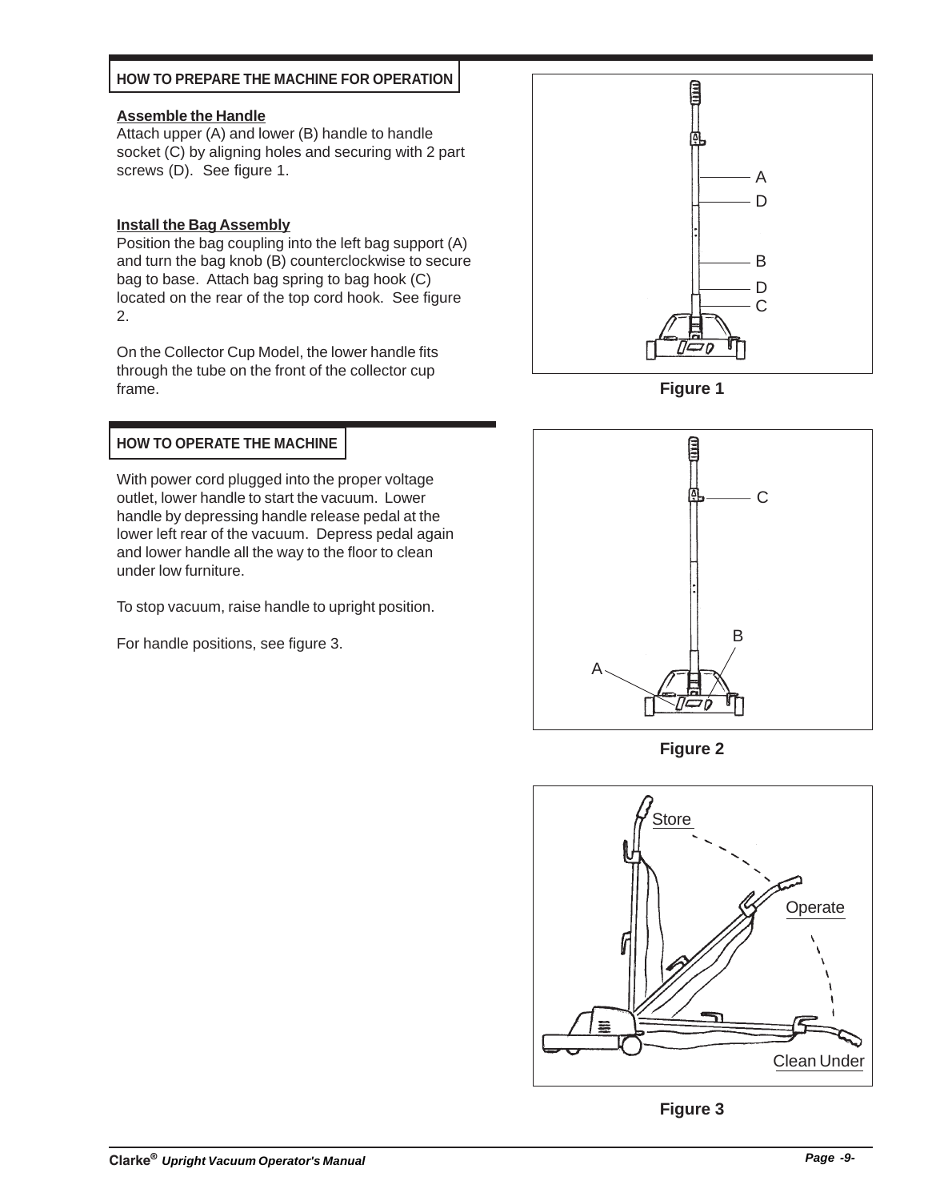## HOW TO PREPARE THE MACHINE FOR OPERATION

**Assemble the Handle**

Attach upper (A) and lower (B) handle to handle socket (C) by aligning holes and securing with 2 part screws (D). See figure 1.

**Install the Bag Assembly**

Position the bag coupling into the left bag support (A) and turn the bag knob (B) counterclockwise to secure bag to base. Attach bag spring to bag hook (C) located on the rear of the top cord hook. See figure 2.

On the Collector Cup Model, the lower handle fits through the tube on the front of the collector cup frame.

Figure 1

## HOW TO OPERATE THE MACHINE

With power cord plugged into the proper voltage outlet, lower handle to start the vacuum. Lower handle by depressing handle release pedal at the lower left rear of the vacuum. Depress pedal again and lower handle all the way to the floor to clean under low furniture.

To stop vacuum, raise handle to upright position.

For handle positions, see figure 3.

Figure 2

Figure 3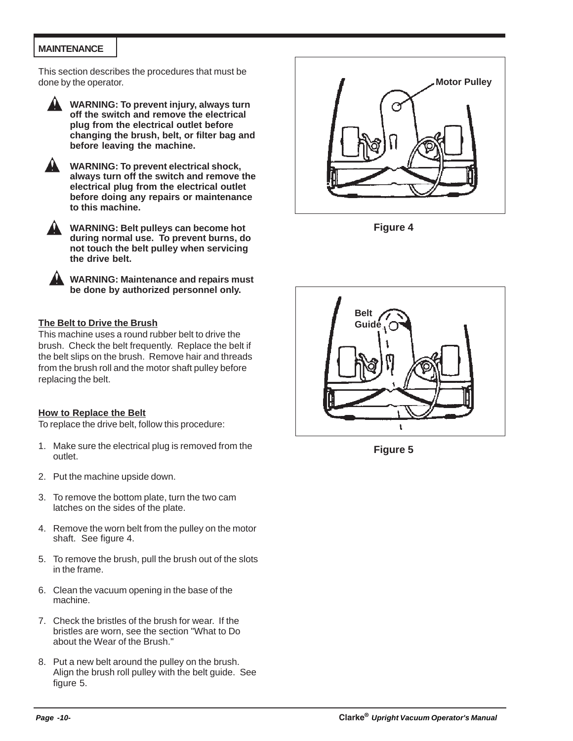## MAINTENANCE

This section describes the procedures that must be done by the operator.

**WARNING: To prevent injury, always turn off the switch and remove the electrical plug from the electrical outlet before changing the brush, belt, or filter bag and before leaving the machine.**

**WARNING: To prevent electrical shock, always turn off the switch and remove the electrical plug from the electrical outlet before doing any repairs or maintenance to this machine.**

**WARNING: Belt pulleys can become hot during normal use. To prevent burns, do not touch the belt pulley when servicing the drive belt.**

**WARNING: Maintenance and repairs must be done by authorized personnel only.**

### The Belt to Drive the Brush

This machine uses a round rubber belt to drive the brush. Check the belt frequently. Replace the belt if the belt slips on the brush. Remove hair and threads from the brush roll and the motor shaft pulley before replacing the belt.

### How to Replace the Belt

To replace the drive belt, follow this procedure:

1. Make sure the electrical plug is removed from the outlet.
2. Put the machine upside down.
3. To remove the bottom plate, turn the two cam latches on the sides of the plate.
4. Remove the worn belt from the pulley on the motor shaft. See figure 4.
5. To remove the brush, pull the brush out of the slots in the frame.
6. Clean the vacuum opening in the base of the machine.
7. Check the bristles of the brush for wear. If the bristles are worn, see the section "What to Do about the Wear of the Brush."
8. Put a new belt around the pulley on the brush. Align the brush roll pulley with the belt guide. See figure 5.

Motor Pulley

**Figure 4**

Belt Guide

**Figure 5**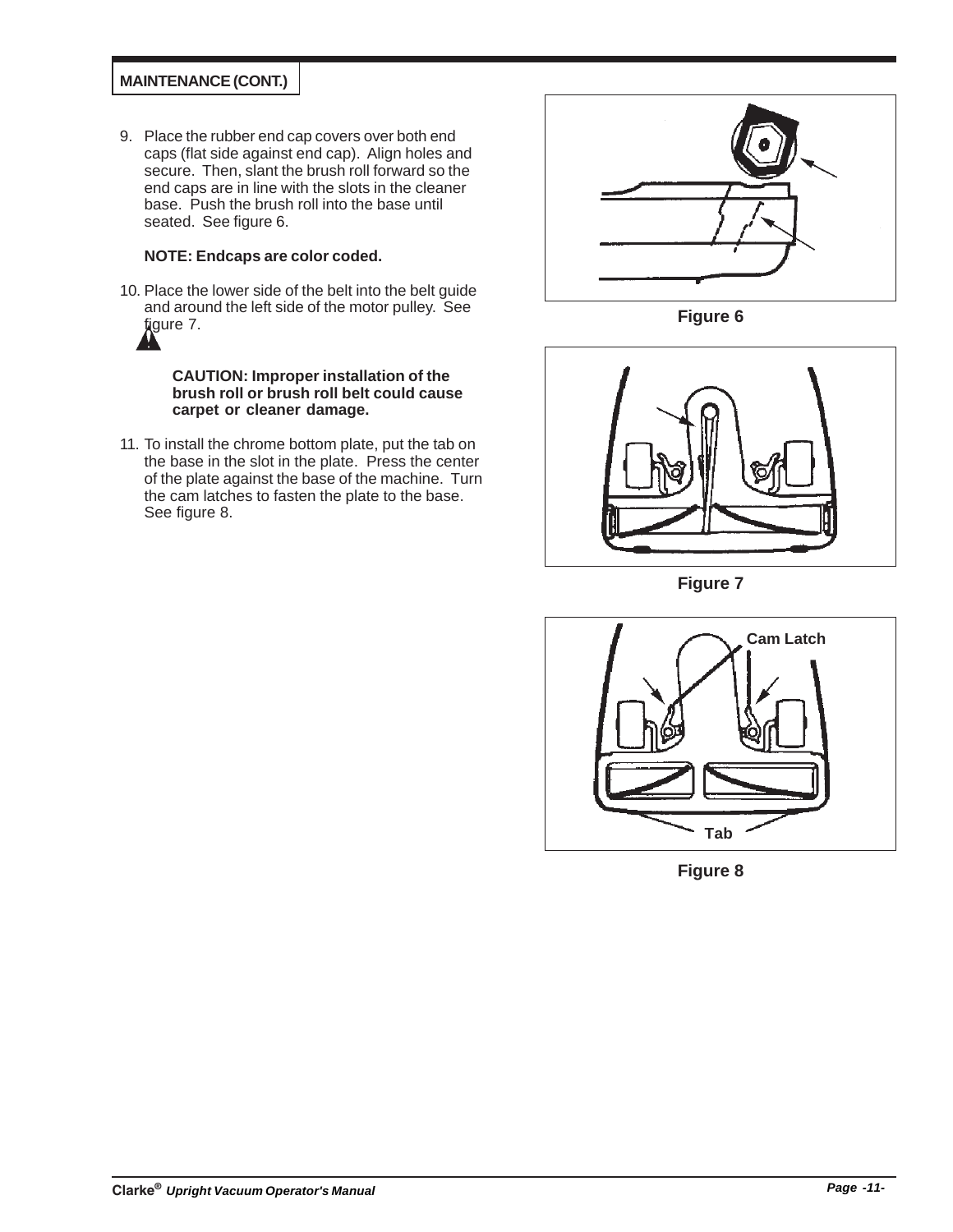## MAINTENANCE (CONT.)

9. Place the rubber end cap covers over both end caps (flat side against end cap). Align holes and secure. Then, slant the brush roll forward so the end caps are in line with the slots in the cleaner base. Push the brush roll into the base until seated. See figure 6.

   **NOTE: Endcaps are color coded.**

10. Place the lower side of the belt into the belt guide and around the left side of the motor pulley. See figure 7.

    **CAUTION: Improper installation of the brush roll or brush roll belt could cause carpet or cleaner damage.**

11. To install the chrome bottom plate, put the tab on the base in the slot in the plate. Press the center of the plate against the base of the machine. Turn the cam latches to fasten the plate to the base. See figure 8.

**Figure 6**

**Figure 7**

Cam Latch

Tab

**Figure 8**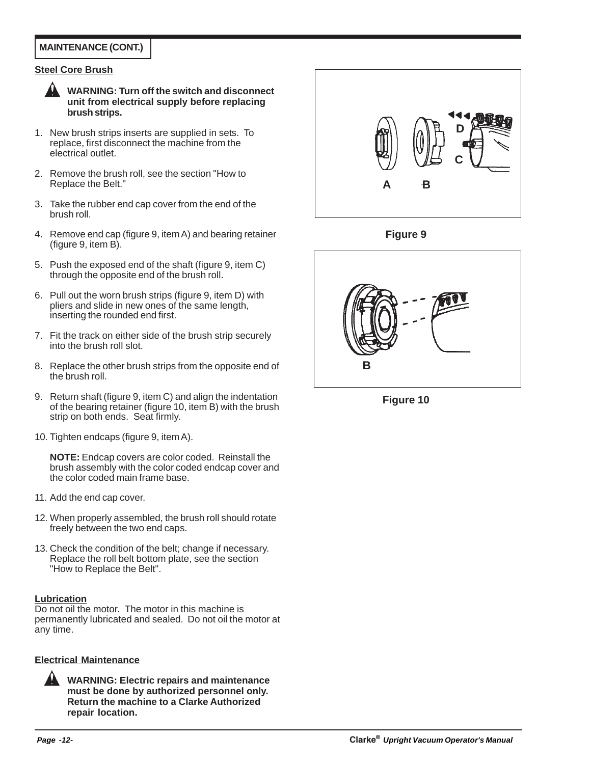**MAINTENANCE (CONT.)**

## Steel Core Brush

**WARNING: Turn off the switch and disconnect unit from electrical supply before replacing brush strips.**

1. New brush strips inserts are supplied in sets. To replace, first disconnect the machine from the electrical outlet.
2. Remove the brush roll, see the section "How to Replace the Belt."
3. Take the rubber end cap cover from the end of the brush roll.
4. Remove end cap (figure 9, item A) and bearing retainer (figure 9, item B).
5. Push the exposed end of the shaft (figure 9, item C) through the opposite end of the brush roll.
6. Pull out the worn brush strips (figure 9, item D) with pliers and slide in new ones of the same length, inserting the rounded end first.
7. Fit the track on either side of the brush strip securely into the brush roll slot.
8. Replace the other brush strips from the opposite end of the brush roll.
9. Return shaft (figure 9, item C) and align the indentation of the bearing retainer (figure 10, item B) with the brush strip on both ends. Seat firmly.
10. Tighten endcaps (figure 9, item A).

    **NOTE:** Endcap covers are color coded. Reinstall the brush assembly with the color coded endcap cover and the color coded main frame base.

11. Add the end cap cover.
12. When properly assembled, the brush roll should rotate freely between the two end caps.
13. Check the condition of the belt; change if necessary. Replace the roll belt bottom plate, see the section "How to Replace the Belt".

Figure 9

Figure 10

## Lubrication

Do not oil the motor. The motor in this machine is permanently lubricated and sealed. Do not oil the motor at any time.

## Electrical Maintenance

**WARNING: Electric repairs and maintenance must be done by authorized personnel only. Return the machine to a Clarke Authorized repair location.**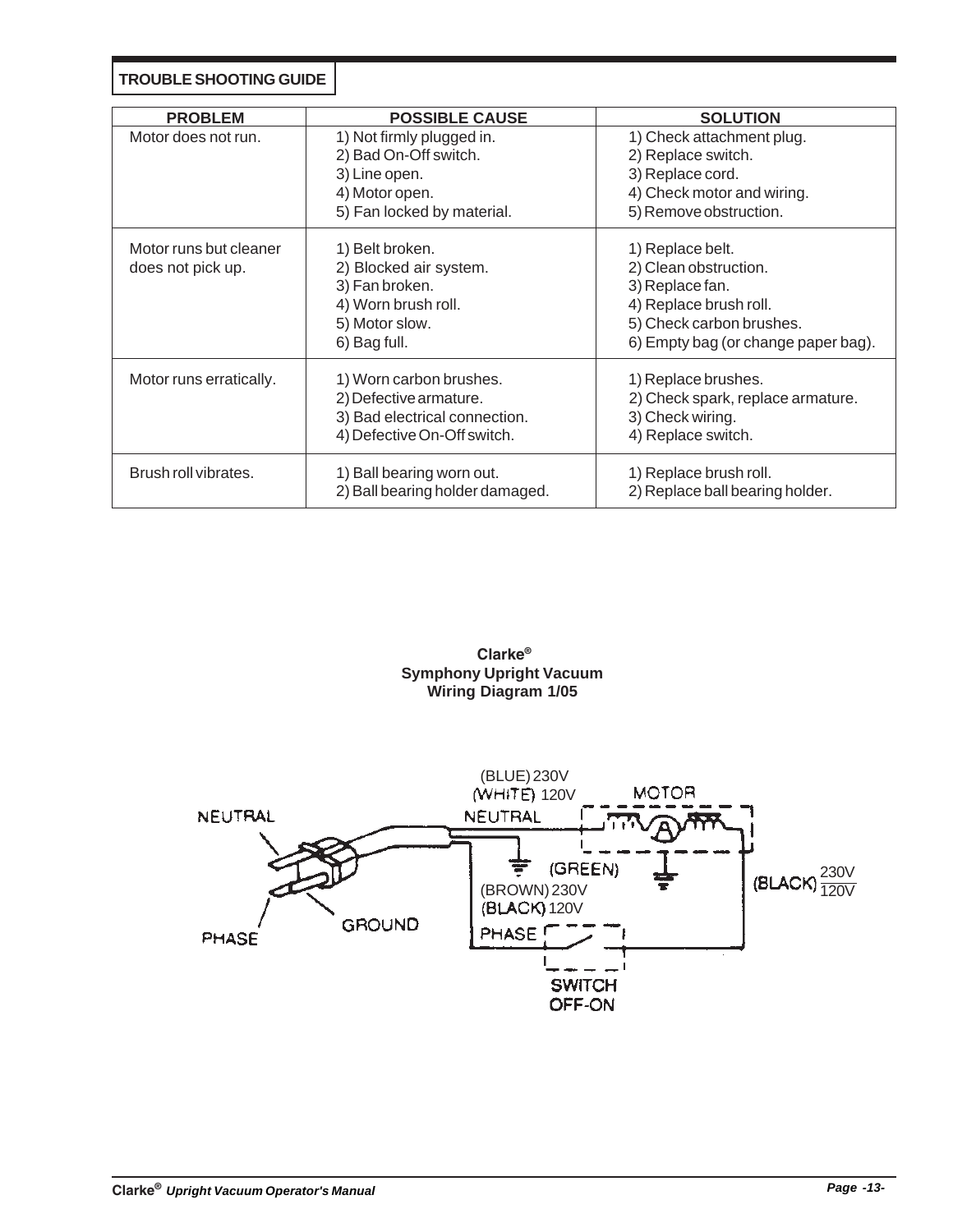## TROUBLE SHOOTING GUIDE

| PROBLEM | POSSIBLE CAUSE | SOLUTION |
|---|---|---|
| Motor does not run. | 1) Not firmly plugged in.<br>2) Bad On-Off switch.<br>3) Line open.<br>4) Motor open.<br>5) Fan locked by material. | 1) Check attachment plug.<br>2) Replace switch.<br>3) Replace cord.<br>4) Check motor and wiring.<br>5) Remove obstruction. |
| Motor runs but cleaner does not pick up. | 1) Belt broken.<br>2) Blocked air system.<br>3) Fan broken.<br>4) Worn brush roll.<br>5) Motor slow.<br>6) Bag full. | 1) Replace belt.<br>2) Clean obstruction.<br>3) Replace fan.<br>4) Replace brush roll.<br>5) Check carbon brushes.<br>6) Empty bag (or change paper bag). |
| Motor runs erratically. | 1) Worn carbon brushes.<br>2) Defective armature.<br>3) Bad electrical connection.<br>4) Defective On-Off switch. | 1) Replace brushes.<br>2) Check spark, replace armature.<br>3) Check wiring.<br>4) Replace switch. |
| Brush roll vibrates. | 1) Ball bearing worn out.<br>2) Ball bearing holder damaged. | 1) Replace brush roll.<br>2) Replace ball bearing holder. |

**Clarke®**
**Symphony Upright Vacuum**
**Wiring Diagram 1/05**

NEUTRAL
PHASE
GROUND
(BLUE) 230V
(WHITE) 120V
NEUTRAL
MOTOR
(GREEN)
(BROWN) 230V
(BLACK) 120V
PHASE
(BLACK) 230V/120V
SWITCH
OFF-ON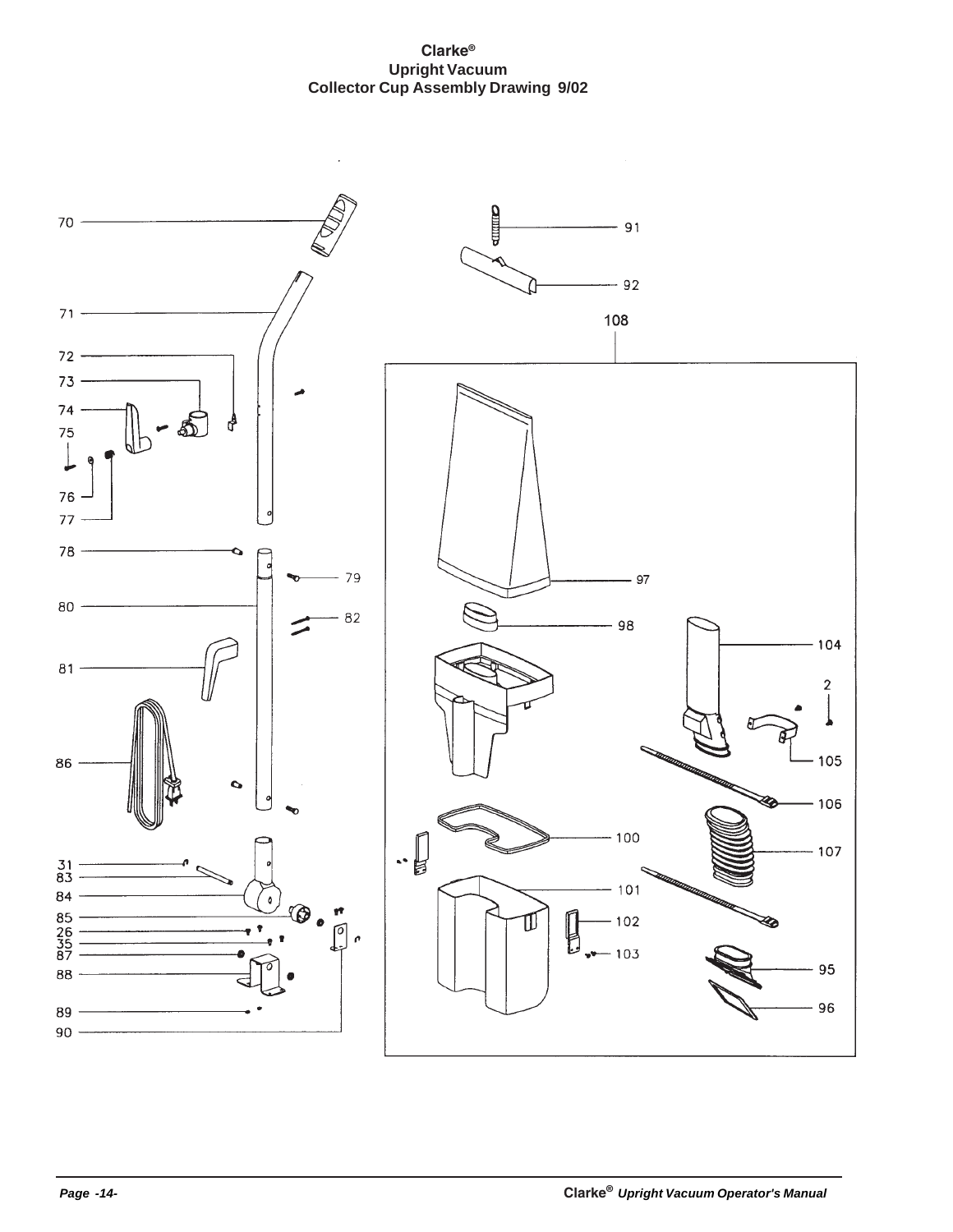Clarke®

Upright Vacuum

Collector Cup Assembly Drawing 9/02

70

71

72

73

74

75

76

77

78

79

80

82

81

86

31

83

84

85

26

35

87

88

89

90

91

92

108

97

98

104

2

105

106

100

107

101

102

103

95

96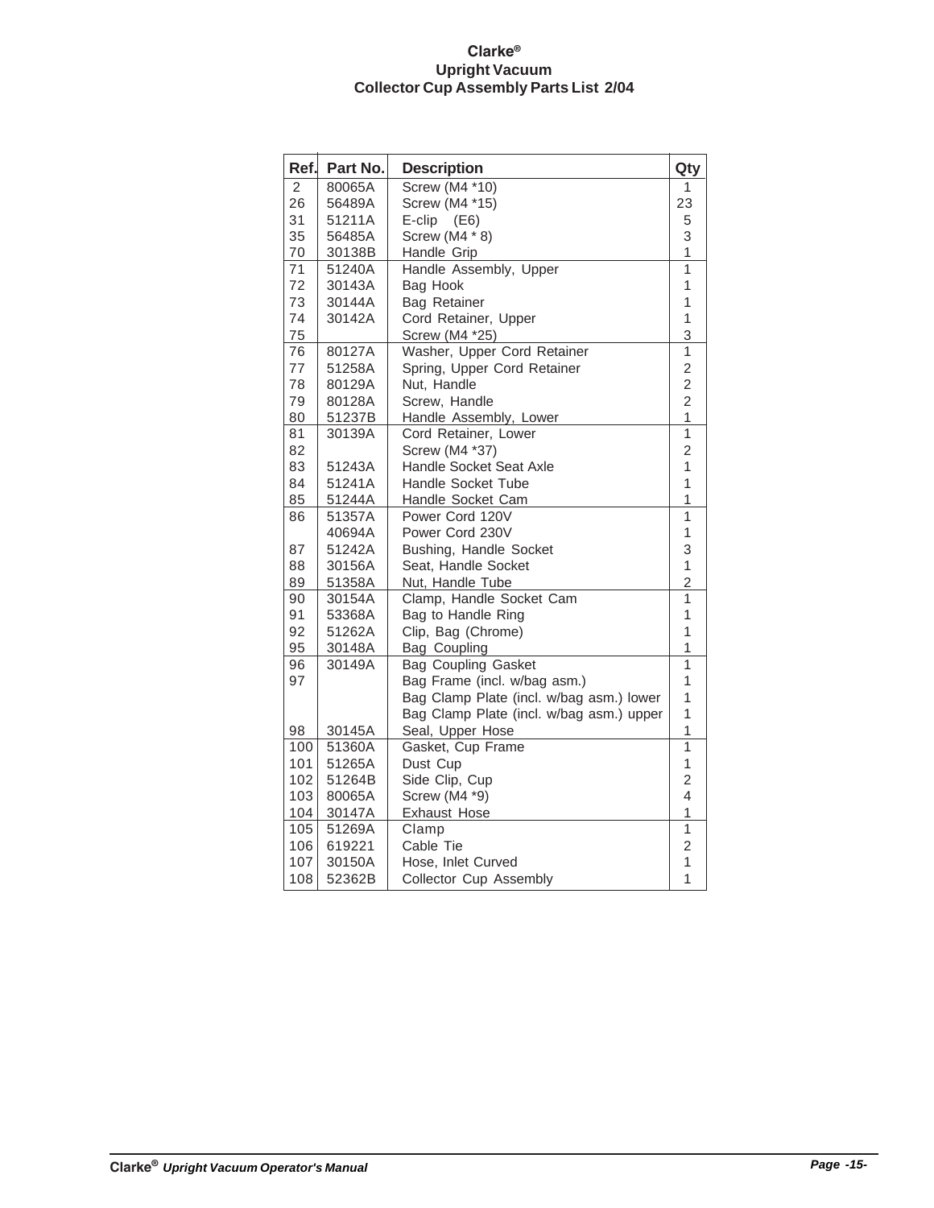# Clarke®
## Upright Vacuum
## Collector Cup Assembly Parts List 2/04

| Ref. | Part No. | Description | Qty |
|---|---|---|---|
| 2 | 80065A | Screw (M4 *10) | 1 |
| 26 | 56489A | Screw (M4 *15) | 23 |
| 31 | 51211A | E-clip (E6) | 5 |
| 35 | 56485A | Screw (M4 * 8) | 3 |
| 70 | 30138B | Handle Grip | 1 |
| 71 | 51240A | Handle Assembly, Upper | 1 |
| 72 | 30143A | Bag Hook | 1 |
| 73 | 30144A | Bag Retainer | 1 |
| 74 | 30142A | Cord Retainer, Upper | 1 |
| 75 | | Screw (M4 *25) | 3 |
| 76 | 80127A | Washer, Upper Cord Retainer | 1 |
| 77 | 51258A | Spring, Upper Cord Retainer | 2 |
| 78 | 80129A | Nut, Handle | 2 |
| 79 | 80128A | Screw, Handle | 2 |
| 80 | 51237B | Handle Assembly, Lower | 1 |
| 81 | 30139A | Cord Retainer, Lower | 1 |
| 82 | | Screw (M4 *37) | 2 |
| 83 | 51243A | Handle Socket Seat Axle | 1 |
| 84 | 51241A | Handle Socket Tube | 1 |
| 85 | 51244A | Handle Socket Cam | 1 |
| 86 | 51357A | Power Cord 120V | 1 |
| | 40694A | Power Cord 230V | 1 |
| 87 | 51242A | Bushing, Handle Socket | 3 |
| 88 | 30156A | Seat, Handle Socket | 1 |
| 89 | 51358A | Nut, Handle Tube | 2 |
| 90 | 30154A | Clamp, Handle Socket Cam | 1 |
| 91 | 53368A | Bag to Handle Ring | 1 |
| 92 | 51262A | Clip, Bag (Chrome) | 1 |
| 95 | 30148A | Bag Coupling | 1 |
| 96 | 30149A | Bag Coupling Gasket | 1 |
| 97 | | Bag Frame (incl. w/bag asm.) | 1 |
| | | Bag Clamp Plate (incl. w/bag asm.) lower | 1 |
| | | Bag Clamp Plate (incl. w/bag asm.) upper | 1 |
| 98 | 30145A | Seal, Upper Hose | 1 |
| 100 | 51360A | Gasket, Cup Frame | 1 |
| 101 | 51265A | Dust Cup | 1 |
| 102 | 51264B | Side Clip, Cup | 2 |
| 103 | 80065A | Screw (M4 *9) | 4 |
| 104 | 30147A | Exhaust Hose | 1 |
| 105 | 51269A | Clamp | 1 |
| 106 | 619221 | Cable Tie | 2 |
| 107 | 30150A | Hose, Inlet Curved | 1 |
| 108 | 52362B | Collector Cup Assembly | 1 |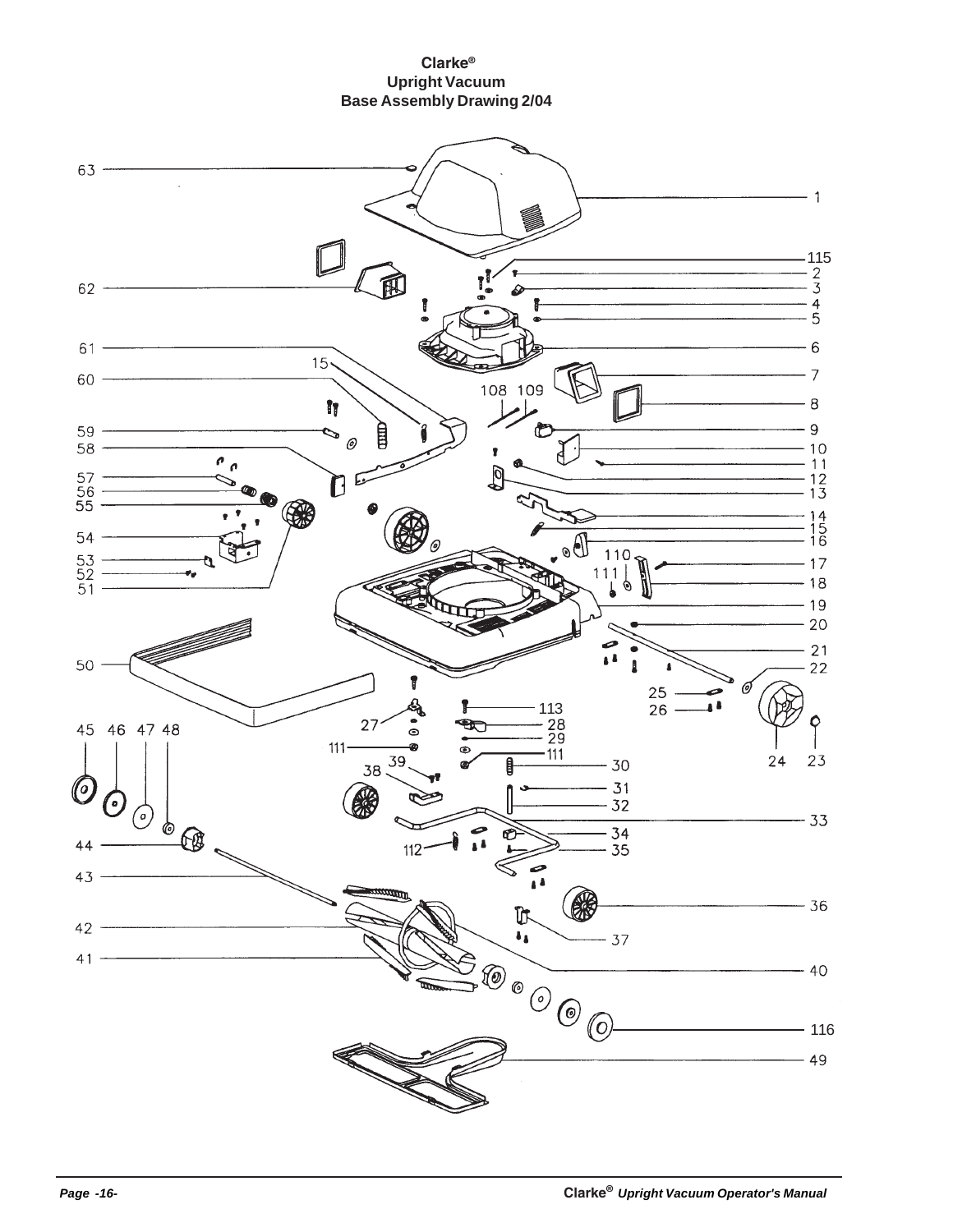# Clarke®
## Upright Vacuum
## Base Assembly Drawing 2/04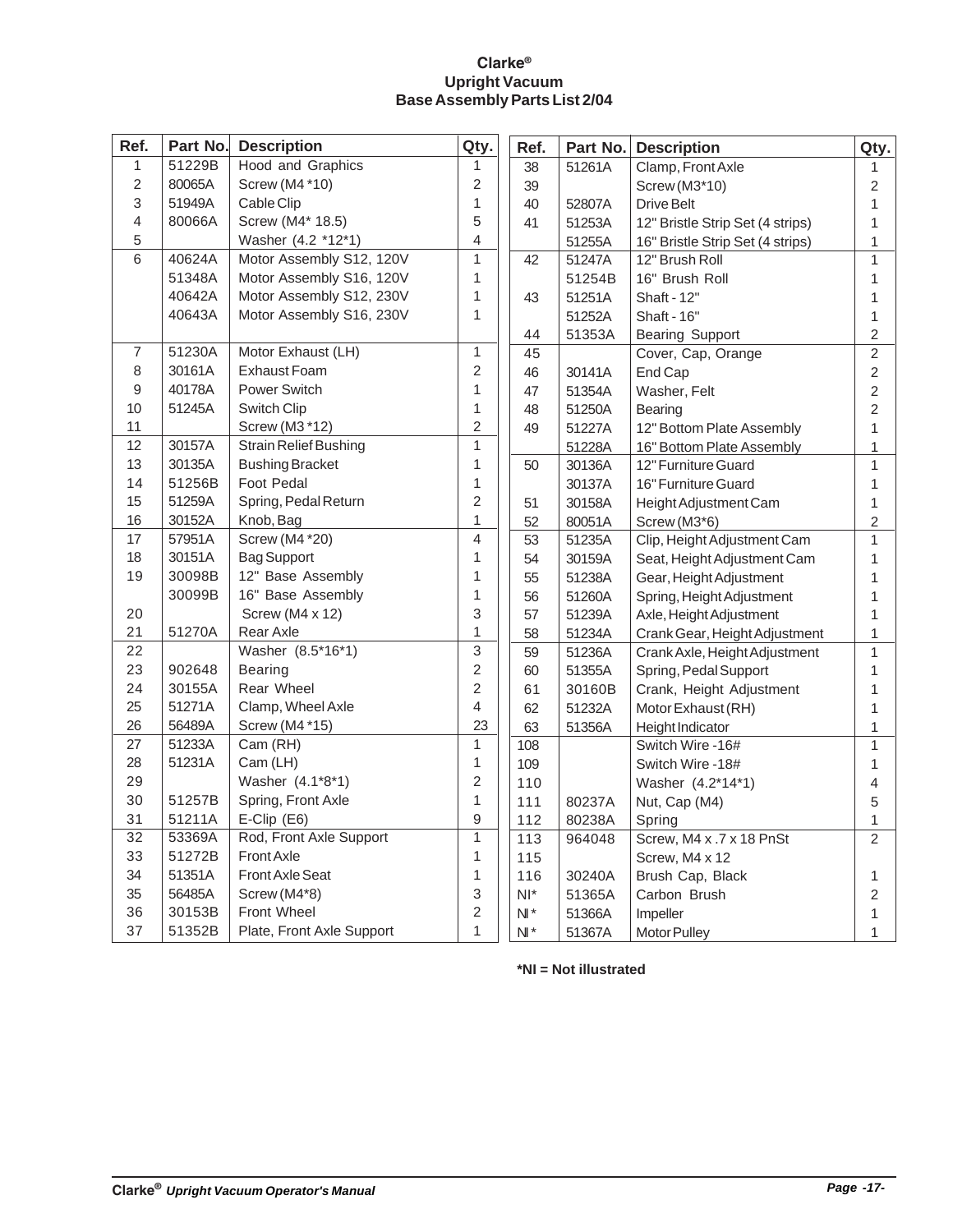**Clarke®**
**Upright Vacuum**
**Base Assembly Parts List 2/04**

| Ref. | Part No. | Description | Qty. |
|---|---|---|---|
| 1 | 51229B | Hood and Graphics | 1 |
| 2 | 80065A | Screw (M4*10) | 2 |
| 3 | 51949A | Cable Clip | 1 |
| 4 | 80066A | Screw (M4* 18.5) | 5 |
| 5 | | Washer (4.2 *12*1) | 4 |
| 6 | 40624A | Motor Assembly S12, 120V | 1 |
| | 51348A | Motor Assembly S16, 120V | 1 |
| | 40642A | Motor Assembly S12, 230V | 1 |
| | 40643A | Motor Assembly S16, 230V | 1 |
| 7 | 51230A | Motor Exhaust (LH) | 1 |
| 8 | 30161A | Exhaust Foam | 2 |
| 9 | 40178A | Power Switch | 1 |
| 10 | 51245A | Switch Clip | 1 |
| 11 | | Screw (M3 *12) | 2 |
| 12 | 30157A | Strain Relief Bushing | 1 |
| 13 | 30135A | Bushing Bracket | 1 |
| 14 | 51256B | Foot Pedal | 1 |
| 15 | 51259A | Spring, Pedal Return | 2 |
| 16 | 30152A | Knob, Bag | 1 |
| 17 | 57951A | Screw (M4 *20) | 4 |
| 18 | 30151A | Bag Support | 1 |
| 19 | 30098B | 12" Base Assembly | 1 |
| | 30099B | 16" Base Assembly | 1 |
| 20 | | Screw (M4 x 12) | 3 |
| 21 | 51270A | Rear Axle | 1 |
| 22 | | Washer (8.5*16*1) | 3 |
| 23 | 902648 | Bearing | 2 |
| 24 | 30155A | Rear Wheel | 2 |
| 25 | 51271A | Clamp, Wheel Axle | 4 |
| 26 | 56489A | Screw (M4 *15) | 23 |
| 27 | 51233A | Cam (RH) | 1 |
| 28 | 51231A | Cam (LH) | 1 |
| 29 | | Washer (4.1*8*1) | 2 |
| 30 | 51257B | Spring, Front Axle | 1 |
| 31 | 51211A | E-Clip (E6) | 9 |
| 32 | 53369A | Rod, Front Axle Support | 1 |
| 33 | 51272B | Front Axle | 1 |
| 34 | 51351A | Front Axle Seat | 1 |
| 35 | 56485A | Screw (M4*8) | 3 |
| 36 | 30153B | Front Wheel | 2 |
| 37 | 51352B | Plate, Front Axle Support | 1 |
| 38 | 51261A | Clamp, Front Axle | 1 |
| 39 | | Screw (M3*10) | 2 |
| 40 | 52807A | Drive Belt | 1 |
| 41 | 51253A | 12" Bristle Strip Set (4 strips) | 1 |
| | 51255A | 16" Bristle Strip Set (4 strips) | 1 |
| 42 | 51247A | 12" Brush Roll | 1 |
| | 51254B | 16" Brush Roll | 1 |
| 43 | 51251A | Shaft - 12" | 1 |
| | 51252A | Shaft - 16" | 1 |
| 44 | 51353A | Bearing Support | 2 |
| 45 | | Cover, Cap, Orange | 2 |
| 46 | 30141A | End Cap | 2 |
| 47 | 51354A | Washer, Felt | 2 |
| 48 | 51250A | Bearing | 2 |
| 49 | 51227A | 12" Bottom Plate Assembly | 1 |
| | 51228A | 16" Bottom Plate Assembly | 1 |
| 50 | 30136A | 12" Furniture Guard | 1 |
| | 30137A | 16" Furniture Guard | 1 |
| 51 | 30158A | Height Adjustment Cam | 1 |
| 52 | 80051A | Screw (M3*6) | 2 |
| 53 | 51235A | Clip, Height Adjustment Cam | 1 |
| 54 | 30159A | Seat, Height Adjustment Cam | 1 |
| 55 | 51238A | Gear, Height Adjustment | 1 |
| 56 | 51260A | Spring, Height Adjustment | 1 |
| 57 | 51239A | Axle, Height Adjustment | 1 |
| 58 | 51234A | Crank Gear, Height Adjustment | 1 |
| 59 | 51236A | Crank Axle, Height Adjustment | 1 |
| 60 | 51355A | Spring, Pedal Support | 1 |
| 61 | 30160B | Crank, Height Adjustment | 1 |
| 62 | 51232A | Motor Exhaust (RH) | 1 |
| 63 | 51356A | Height Indicator | 1 |
| 108 | | Switch Wire -16# | 1 |
| 109 | | Switch Wire -18# | 1 |
| 110 | | Washer (4.2*14*1) | 4 |
| 111 | 80237A | Nut, Cap (M4) | 5 |
| 112 | 80238A | Spring | 1 |
| 113 | 964048 | Screw, M4 x .7 x 18 PnSt | 2 |
| 115 | | Screw, M4 x 12 | |
| 116 | 30240A | Brush Cap, Black | 1 |
| NI* | 51365A | Carbon Brush | 2 |
| NI* | 51366A | Impeller | 1 |
| NI* | 51367A | Motor Pulley | 1 |

**\*NI = Not illustrated**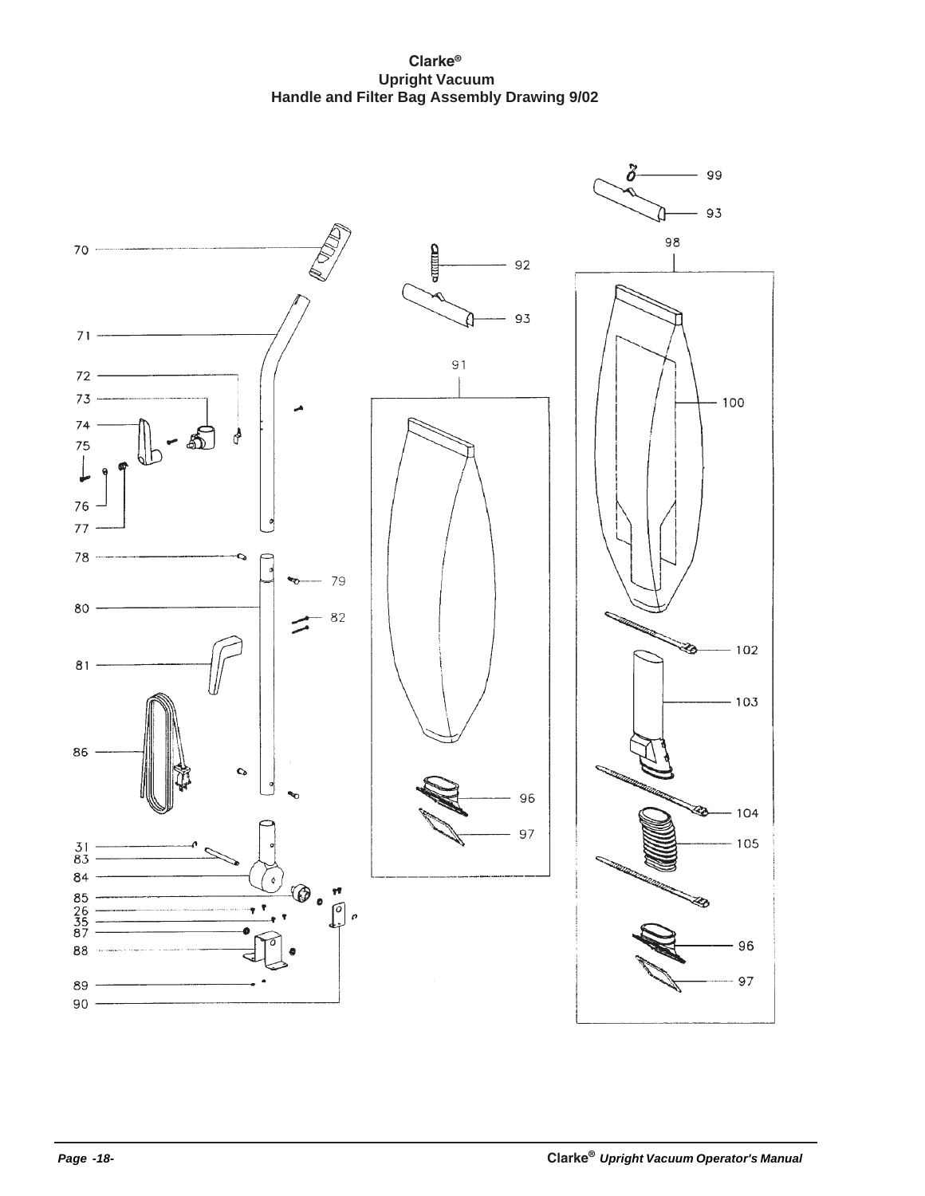**Clarke®**
**Upright Vacuum**
**Handle and Filter Bag Assembly Drawing 9/02**

70
71
72
73
74
75
76
77
78
79
80
82
81
86
31
83
84
85
26
35
87
88
89
90

92
93
91
96
97

99
93
98
100
102
103
104
105
96
97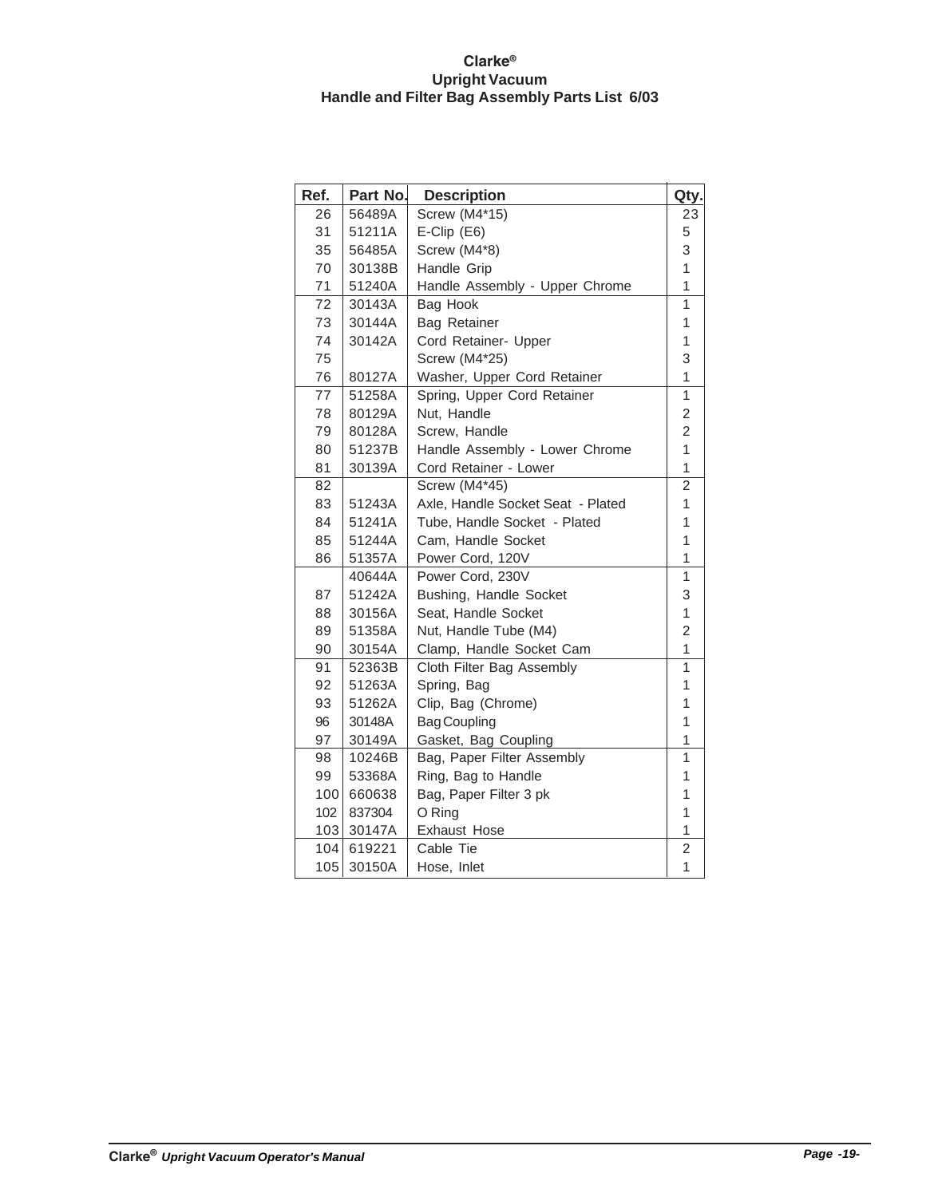# Clarke®
## Upright Vacuum
## Handle and Filter Bag Assembly Parts List 6/03

| Ref. | Part No. | Description | Qty. |
|---|---|---|---|
| 26 | 56489A | Screw (M4*15) | 23 |
| 31 | 51211A | E-Clip (E6) | 5 |
| 35 | 56485A | Screw (M4*8) | 3 |
| 70 | 30138B | Handle Grip | 1 |
| 71 | 51240A | Handle Assembly - Upper Chrome | 1 |
| 72 | 30143A | Bag Hook | 1 |
| 73 | 30144A | Bag Retainer | 1 |
| 74 | 30142A | Cord Retainer- Upper | 1 |
| 75 | | Screw (M4*25) | 3 |
| 76 | 80127A | Washer, Upper Cord Retainer | 1 |
| 77 | 51258A | Spring, Upper Cord Retainer | 1 |
| 78 | 80129A | Nut, Handle | 2 |
| 79 | 80128A | Screw, Handle | 2 |
| 80 | 51237B | Handle Assembly - Lower Chrome | 1 |
| 81 | 30139A | Cord Retainer - Lower | 1 |
| 82 | | Screw (M4*45) | 2 |
| 83 | 51243A | Axle, Handle Socket Seat - Plated | 1 |
| 84 | 51241A | Tube, Handle Socket - Plated | 1 |
| 85 | 51244A | Cam, Handle Socket | 1 |
| 86 | 51357A | Power Cord, 120V | 1 |
| | 40644A | Power Cord, 230V | 1 |
| 87 | 51242A | Bushing, Handle Socket | 3 |
| 88 | 30156A | Seat, Handle Socket | 1 |
| 89 | 51358A | Nut, Handle Tube (M4) | 2 |
| 90 | 30154A | Clamp, Handle Socket Cam | 1 |
| 91 | 52363B | Cloth Filter Bag Assembly | 1 |
| 92 | 51263A | Spring, Bag | 1 |
| 93 | 51262A | Clip, Bag (Chrome) | 1 |
| 96 | 30148A | Bag Coupling | 1 |
| 97 | 30149A | Gasket, Bag Coupling | 1 |
| 98 | 10246B | Bag, Paper Filter Assembly | 1 |
| 99 | 53368A | Ring, Bag to Handle | 1 |
| 100 | 660638 | Bag, Paper Filter 3 pk | 1 |
| 102 | 837304 | O Ring | 1 |
| 103 | 30147A | Exhaust Hose | 1 |
| 104 | 619221 | Cable Tie | 2 |
| 105 | 30150A | Hose, Inlet | 1 |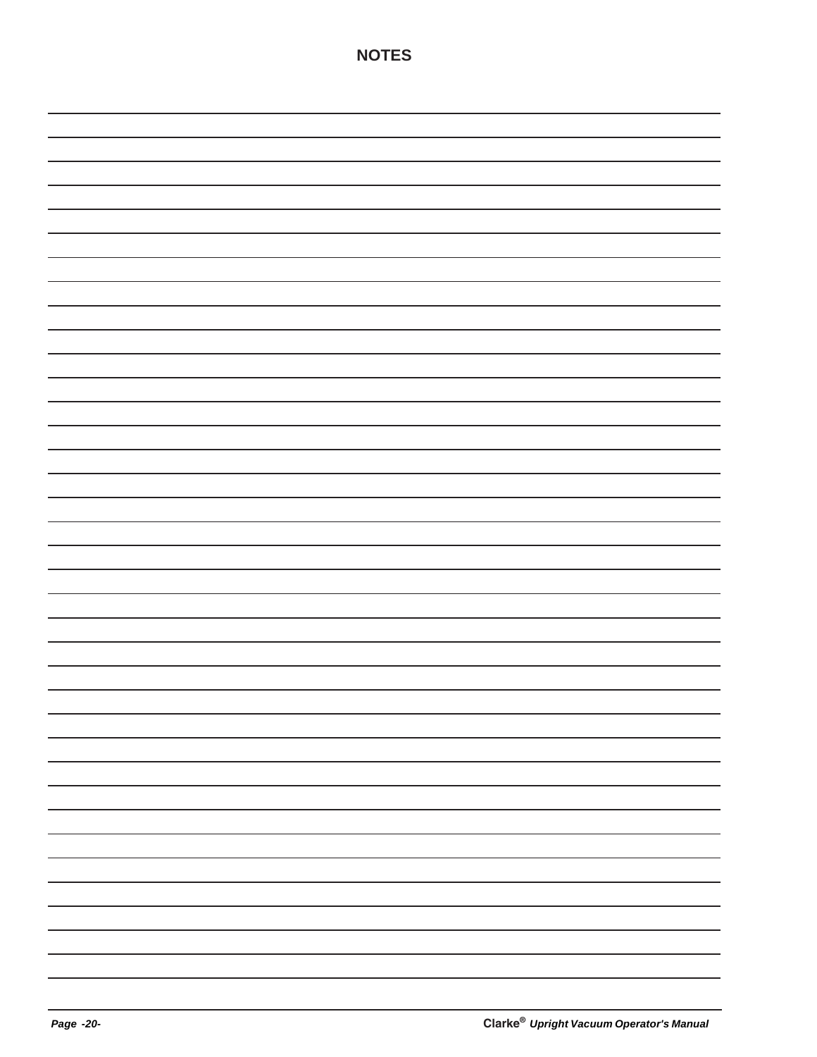# NOTES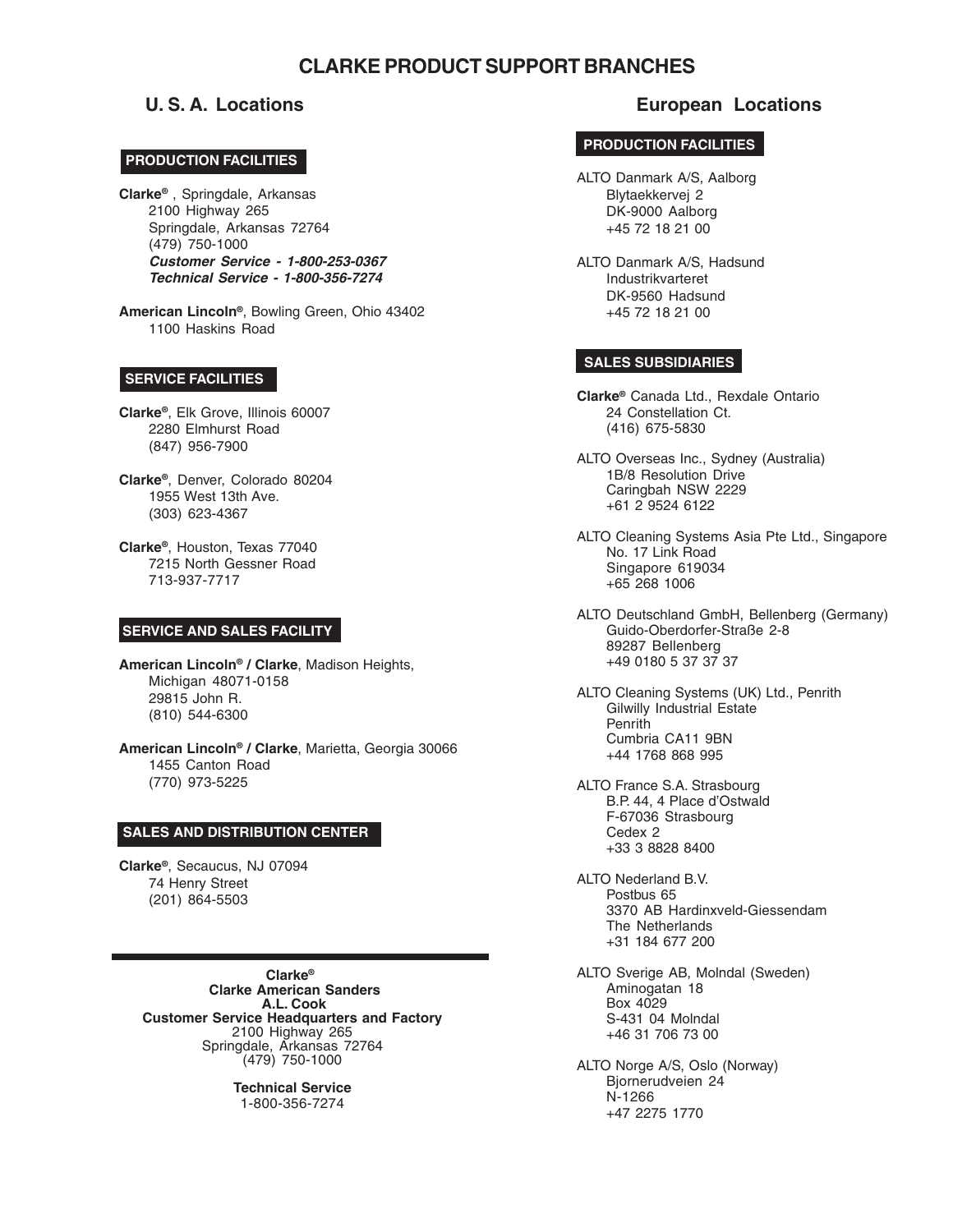# CLARKE PRODUCT SUPPORT BRANCHES

## U. S. A. Locations

### PRODUCTION FACILITIES

**Clarke®** , Springdale, Arkansas
2100 Highway 265
Springdale, Arkansas 72764
(479) 750-1000
***Customer Service - 1-800-253-0367***
***Technical Service - 1-800-356-7274***

**American Lincoln®**, Bowling Green, Ohio 43402
1100 Haskins Road

### SERVICE FACILITIES

**Clarke®**, Elk Grove, Illinois 60007
2280 Elmhurst Road
(847) 956-7900

**Clarke®**, Denver, Colorado 80204
1955 West 13th Ave.
(303) 623-4367

**Clarke®**, Houston, Texas 77040
7215 North Gessner Road
713-937-7717

### SERVICE AND SALES FACILITY

**American Lincoln® / Clarke**, Madison Heights, Michigan 48071-0158
29815 John R.
(810) 544-6300

**American Lincoln® / Clarke**, Marietta, Georgia 30066
1455 Canton Road
(770) 973-5225

### SALES AND DISTRIBUTION CENTER

**Clarke®**, Secaucus, NJ 07094
74 Henry Street
(201) 864-5503

---

**Clarke®**
**Clarke American Sanders**
**A.L. Cook**
**Customer Service Headquarters and Factory**
2100 Highway 265
Springdale, Arkansas 72764
(479) 750-1000

**Technical Service**
1-800-356-7274

## European Locations

### PRODUCTION FACILITIES

ALTO Danmark A/S, Aalborg
Blytaekkervej 2
DK-9000 Aalborg
+45 72 18 21 00

ALTO Danmark A/S, Hadsund
Industrikvarteret
DK-9560 Hadsund
+45 72 18 21 00

### SALES SUBSIDIARIES

**Clarke®** Canada Ltd., Rexdale Ontario
24 Constellation Ct.
(416) 675-5830

ALTO Overseas Inc., Sydney (Australia)
1B/8 Resolution Drive
Caringbah NSW 2229
+61 2 9524 6122

ALTO Cleaning Systems Asia Pte Ltd., Singapore
No. 17 Link Road
Singapore 619034
+65 268 1006

ALTO Deutschland GmbH, Bellenberg (Germany)
Guido-Oberdorfer-Straße 2-8
89287 Bellenberg
+49 0180 5 37 37 37

ALTO Cleaning Systems (UK) Ltd., Penrith
Gilwilly Industrial Estate
Penrith
Cumbria CA11 9BN
+44 1768 868 995

ALTO France S.A. Strasbourg
B.P. 44, 4 Place d'Ostwald
F-67036 Strasbourg
Cedex 2
+33 3 8828 8400

ALTO Nederland B.V.
Postbus 65
3370 AB Hardinxveld-Giessendam
The Netherlands
+31 184 677 200

ALTO Sverige AB, Molndal (Sweden)
Aminogatan 18
Box 4029
S-431 04 Molndal
+46 31 706 73 00

ALTO Norge A/S, Oslo (Norway)
Bjornerudveien 24
N-1266
+47 2275 1770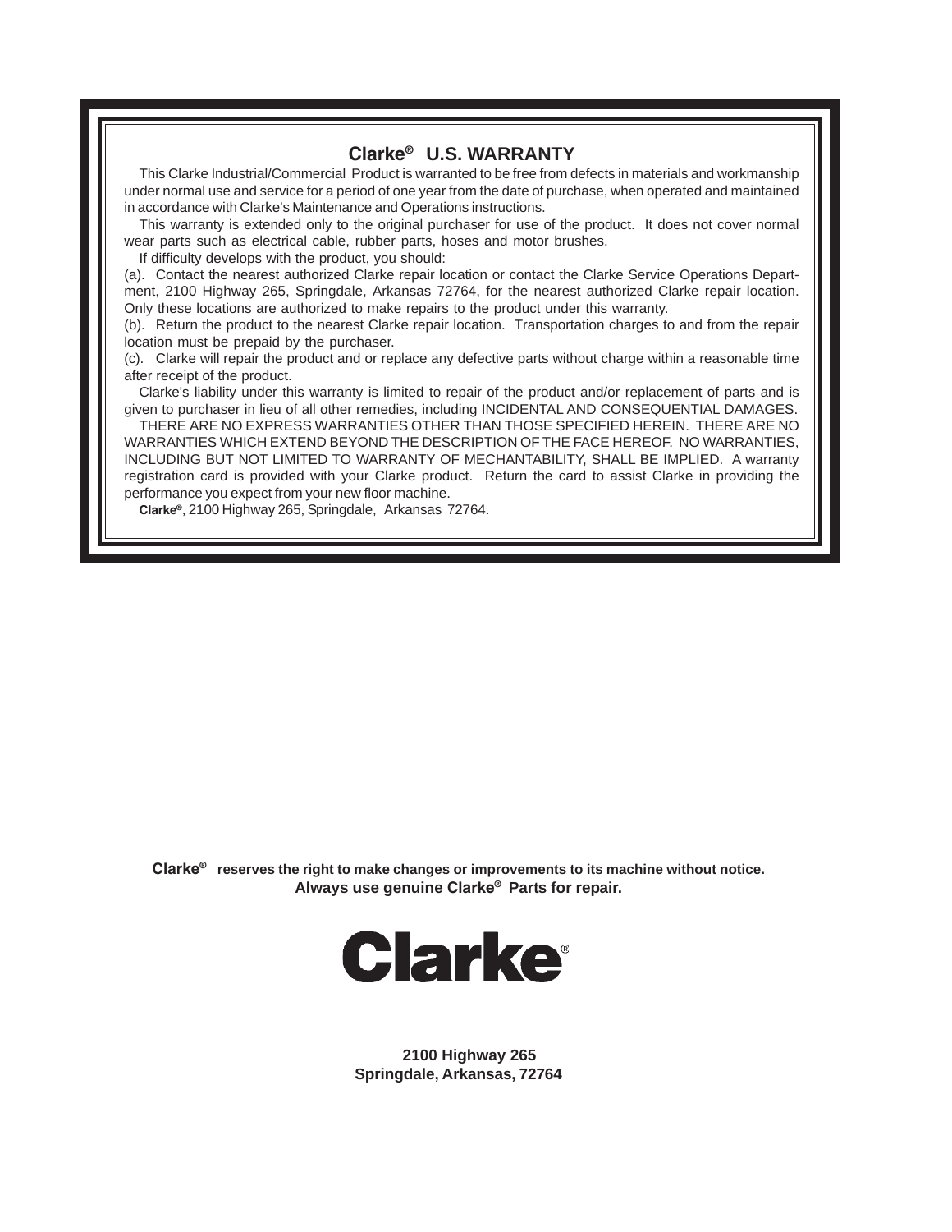## Clarke® U.S. WARRANTY

This Clarke Industrial/Commercial Product is warranted to be free from defects in materials and workmanship under normal use and service for a period of one year from the date of purchase, when operated and maintained in accordance with Clarke's Maintenance and Operations instructions.

This warranty is extended only to the original purchaser for use of the product. It does not cover normal wear parts such as electrical cable, rubber parts, hoses and motor brushes.

If difficulty develops with the product, you should:

(a). Contact the nearest authorized Clarke repair location or contact the Clarke Service Operations Department, 2100 Highway 265, Springdale, Arkansas 72764, for the nearest authorized Clarke repair location. Only these locations are authorized to make repairs to the product under this warranty.

(b). Return the product to the nearest Clarke repair location. Transportation charges to and from the repair location must be prepaid by the purchaser.

(c). Clarke will repair the product and or replace any defective parts without charge within a reasonable time after receipt of the product.

Clarke's liability under this warranty is limited to repair of the product and/or replacement of parts and is given to purchaser in lieu of all other remedies, including INCIDENTAL AND CONSEQUENTIAL DAMAGES.

THERE ARE NO EXPRESS WARRANTIES OTHER THAN THOSE SPECIFIED HEREIN. THERE ARE NO WARRANTIES WHICH EXTEND BEYOND THE DESCRIPTION OF THE FACE HEREOF. NO WARRANTIES, INCLUDING BUT NOT LIMITED TO WARRANTY OF MECHANTABILITY, SHALL BE IMPLIED. A warranty registration card is provided with your Clarke product. Return the card to assist Clarke in providing the performance you expect from your new floor machine.

**Clarke®**, 2100 Highway 265, Springdale, Arkansas 72764.

**Clarke® reserves the right to make changes or improvements to its machine without notice.**
**Always use genuine Clarke® Parts for repair.**

**Clarke®**

**2100 Highway 265**
**Springdale, Arkansas, 72764**